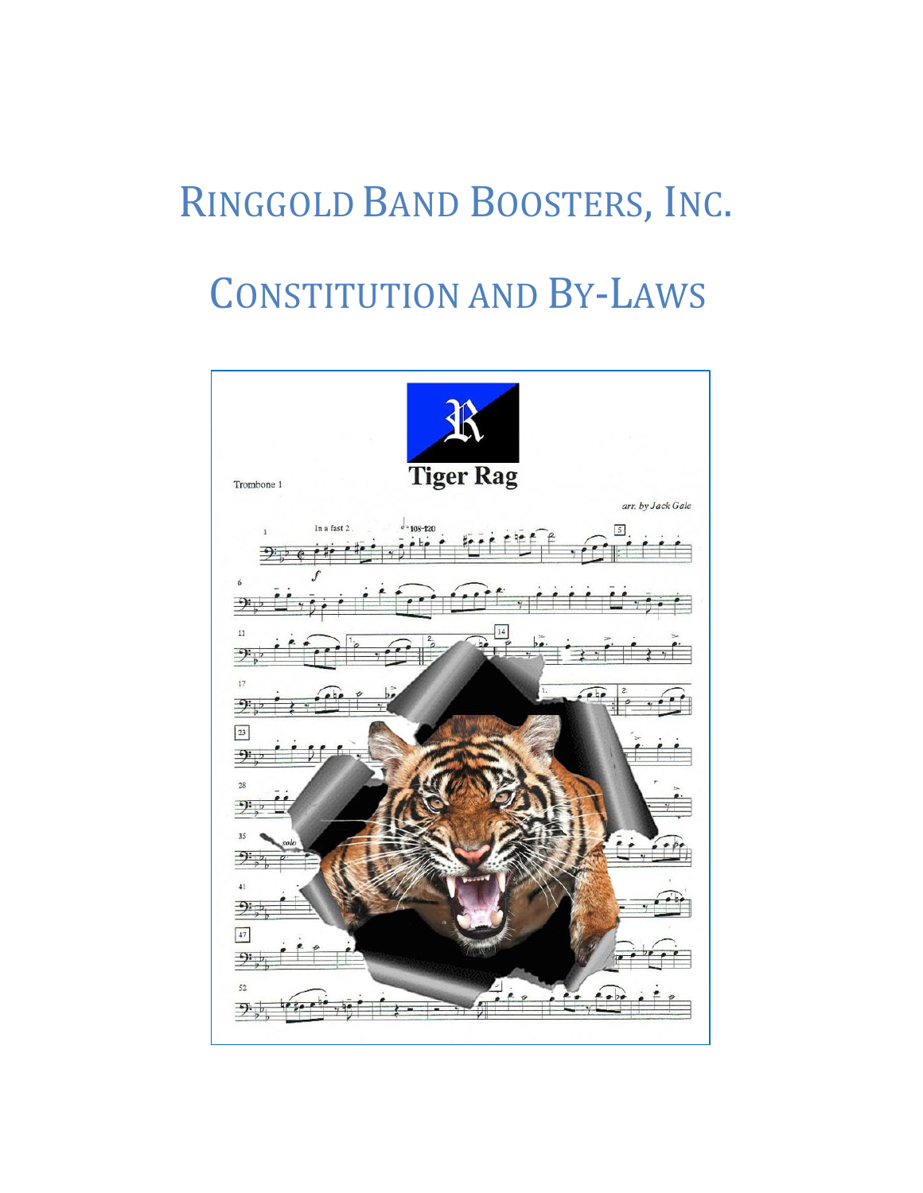# RINGGOLD BAND BOOSTERS, INC.

# CONSTITUTION AND BY-LAWS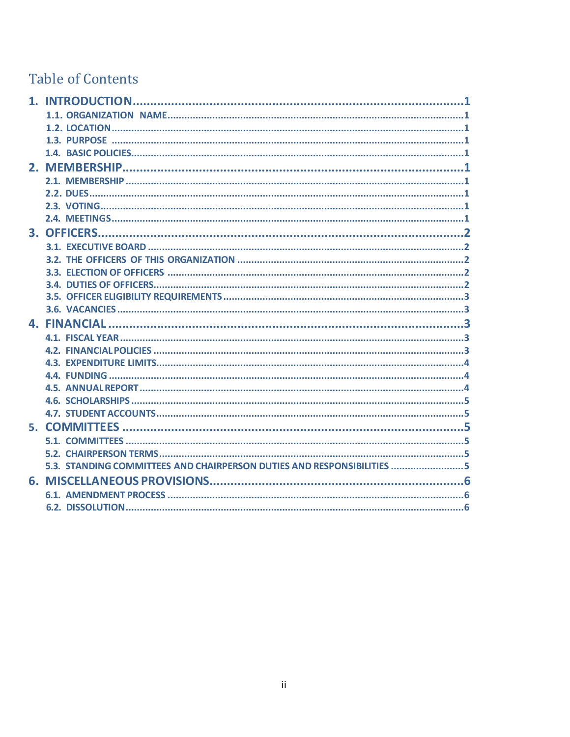# Table of Contents

- **1. INTRODUCTION** ........ 1
  - 1.1. ORGANIZATION NAME ........ 1
  - 1.2. LOCATION ........ 1
  - 1.3. PURPOSE ........ 1
  - 1.4. BASIC POLICIES ........ 1
- **2. MEMBERSHIP** ........ 1
  - 2.1. MEMBERSHIP ........ 1
  - 2.2. DUES ........ 1
  - 2.3. VOTING ........ 1
  - 2.4. MEETINGS ........ 1
- **3. OFFICERS** ........ 2
  - 3.1. EXECUTIVE BOARD ........ 2
  - 3.2. THE OFFICERS OF THIS ORGANIZATION ........ 2
  - 3.3. ELECTION OF OFFICERS ........ 2
  - 3.4. DUTIES OF OFFICERS ........ 2
  - 3.5. OFFICER ELIGIBILITY REQUIREMENTS ........ 3
  - 3.6. VACANCIES ........ 3
- **4. FINANCIAL** ........ 3
  - 4.1. FISCAL YEAR ........ 3
  - 4.2. FINANCIAL POLICIES ........ 3
  - 4.3. EXPENDITURE LIMITS ........ 4
  - 4.4. FUNDING ........ 4
  - 4.5. ANNUAL REPORT ........ 4
  - 4.6. SCHOLARSHIPS ........ 5
  - 4.7. STUDENT ACCOUNTS ........ 5
- **5. COMMITTEES** ........ 5
  - 5.1. COMMITTEES ........ 5
  - 5.2. CHAIRPERSON TERMS ........ 5
  - 5.3. STANDING COMMITTEES AND CHAIRPERSON DUTIES AND RESPONSIBILITIES ........ 5
- **6. MISCELLANEOUS PROVISIONS** ........ 6
  - 6.1. AMENDMENT PROCESS ........ 6
  - 6.2. DISSOLUTION ........ 6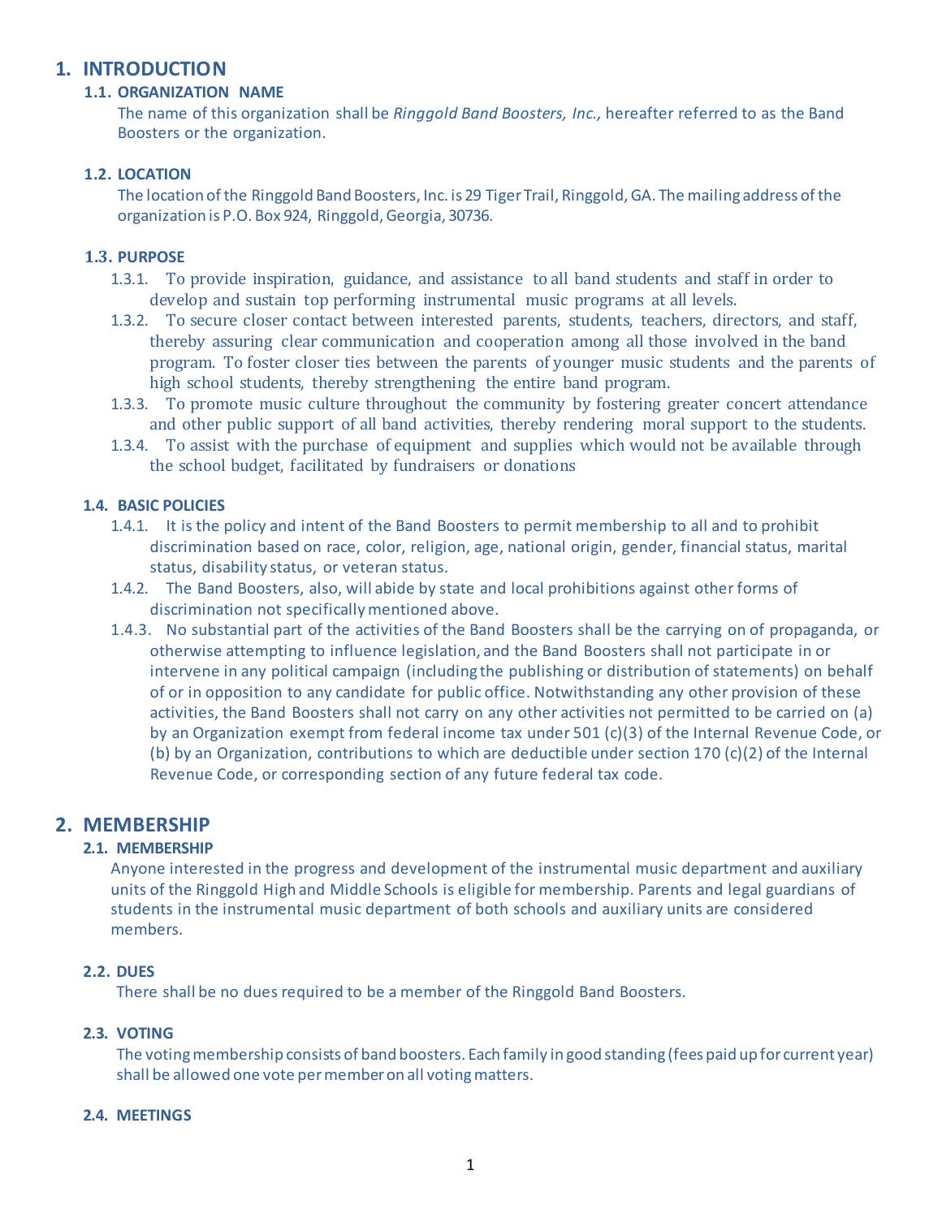# 1. INTRODUCTION

## 1.1. ORGANIZATION NAME

The name of this organization shall be *Ringgold Band Boosters, Inc.,* hereafter referred to as the Band Boosters or the organization.

## 1.2. LOCATION

The location of the Ringgold Band Boosters, Inc. is 29 Tiger Trail, Ringgold, GA. The mailing address of the organization is P.O. Box 924, Ringgold, Georgia, 30736.

## 1.3. PURPOSE

1.3.1. To provide inspiration, guidance, and assistance to all band students and staff in order to develop and sustain top performing instrumental music programs at all levels.

1.3.2. To secure closer contact between interested parents, students, teachers, directors, and staff, thereby assuring clear communication and cooperation among all those involved in the band program. To foster closer ties between the parents of younger music students and the parents of high school students, thereby strengthening the entire band program.

1.3.3. To promote music culture throughout the community by fostering greater concert attendance and other public support of all band activities, thereby rendering moral support to the students.

1.3.4. To assist with the purchase of equipment and supplies which would not be available through the school budget, facilitated by fundraisers or donations

## 1.4. BASIC POLICIES

1.4.1. It is the policy and intent of the Band Boosters to permit membership to all and to prohibit discrimination based on race, color, religion, age, national origin, gender, financial status, marital status, disability status, or veteran status.

1.4.2. The Band Boosters, also, will abide by state and local prohibitions against other forms of discrimination not specifically mentioned above.

1.4.3. No substantial part of the activities of the Band Boosters shall be the carrying on of propaganda, or otherwise attempting to influence legislation, and the Band Boosters shall not participate in or intervene in any political campaign (including the publishing or distribution of statements) on behalf of or in opposition to any candidate for public office. Notwithstanding any other provision of these activities, the Band Boosters shall not carry on any other activities not permitted to be carried on (a) by an Organization exempt from federal income tax under 501 (c)(3) of the Internal Revenue Code, or (b) by an Organization, contributions to which are deductible under section 170 (c)(2) of the Internal Revenue Code, or corresponding section of any future federal tax code.

# 2. MEMBERSHIP

## 2.1. MEMBERSHIP

Anyone interested in the progress and development of the instrumental music department and auxiliary units of the Ringgold High and Middle Schools is eligible for membership. Parents and legal guardians of students in the instrumental music department of both schools and auxiliary units are considered members.

## 2.2. DUES

There shall be no dues required to be a member of the Ringgold Band Boosters.

## 2.3. VOTING

The voting membership consists of band boosters. Each family in good standing (fees paid up for current year) shall be allowed one vote per member on all voting matters.

## 2.4. MEETINGS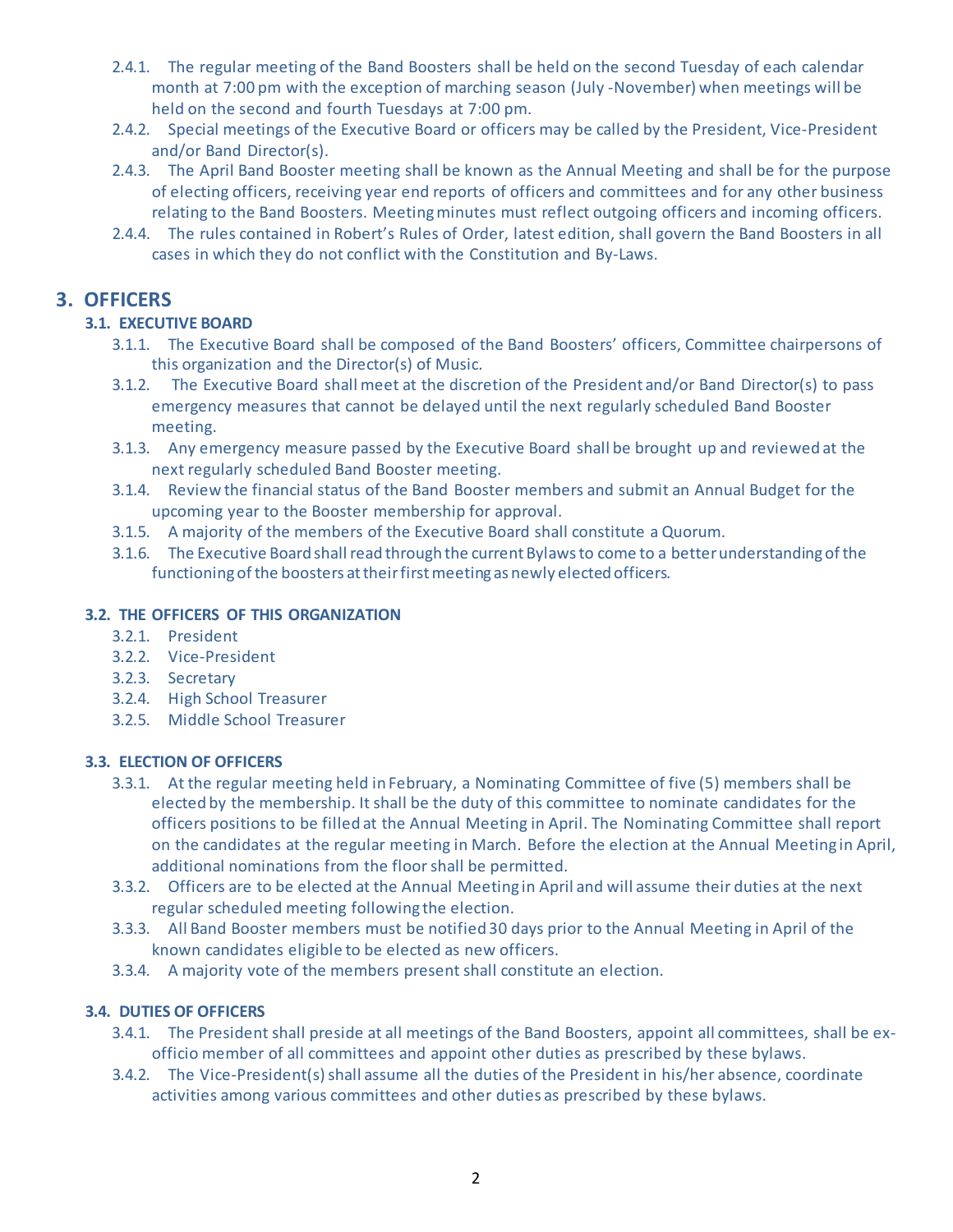2.4.1. The regular meeting of the Band Boosters shall be held on the second Tuesday of each calendar month at 7:00 pm with the exception of marching season (July -November) when meetings will be held on the second and fourth Tuesdays at 7:00 pm.

2.4.2. Special meetings of the Executive Board or officers may be called by the President, Vice-President and/or Band Director(s).

2.4.3. The April Band Booster meeting shall be known as the Annual Meeting and shall be for the purpose of electing officers, receiving year end reports of officers and committees and for any other business relating to the Band Boosters. Meeting minutes must reflect outgoing officers and incoming officers.

2.4.4. The rules contained in Robert's Rules of Order, latest edition, shall govern the Band Boosters in all cases in which they do not conflict with the Constitution and By-Laws.

# 3. OFFICERS

## 3.1. EXECUTIVE BOARD

3.1.1. The Executive Board shall be composed of the Band Boosters' officers, Committee chairpersons of this organization and the Director(s) of Music.

3.1.2. The Executive Board shall meet at the discretion of the President and/or Band Director(s) to pass emergency measures that cannot be delayed until the next regularly scheduled Band Booster meeting.

3.1.3. Any emergency measure passed by the Executive Board shall be brought up and reviewed at the next regularly scheduled Band Booster meeting.

3.1.4. Review the financial status of the Band Booster members and submit an Annual Budget for the upcoming year to the Booster membership for approval.

3.1.5. A majority of the members of the Executive Board shall constitute a Quorum.

3.1.6. The Executive Board shall read through the current Bylaws to come to a better understanding of the functioning of the boosters at their first meeting as newly elected officers.

## 3.2. THE OFFICERS OF THIS ORGANIZATION

3.2.1. President

3.2.2. Vice-President

3.2.3. Secretary

3.2.4. High School Treasurer

3.2.5. Middle School Treasurer

## 3.3. ELECTION OF OFFICERS

3.3.1. At the regular meeting held in February, a Nominating Committee of five (5) members shall be elected by the membership. It shall be the duty of this committee to nominate candidates for the officers positions to be filled at the Annual Meeting in April. The Nominating Committee shall report on the candidates at the regular meeting in March. Before the election at the Annual Meeting in April, additional nominations from the floor shall be permitted.

3.3.2. Officers are to be elected at the Annual Meeting in April and will assume their duties at the next regular scheduled meeting following the election.

3.3.3. All Band Booster members must be notified 30 days prior to the Annual Meeting in April of the known candidates eligible to be elected as new officers.

3.3.4. A majority vote of the members present shall constitute an election.

## 3.4. DUTIES OF OFFICERS

3.4.1. The President shall preside at all meetings of the Band Boosters, appoint all committees, shall be ex-officio member of all committees and appoint other duties as prescribed by these bylaws.

3.4.2. The Vice-President(s) shall assume all the duties of the President in his/her absence, coordinate activities among various committees and other duties as prescribed by these bylaws.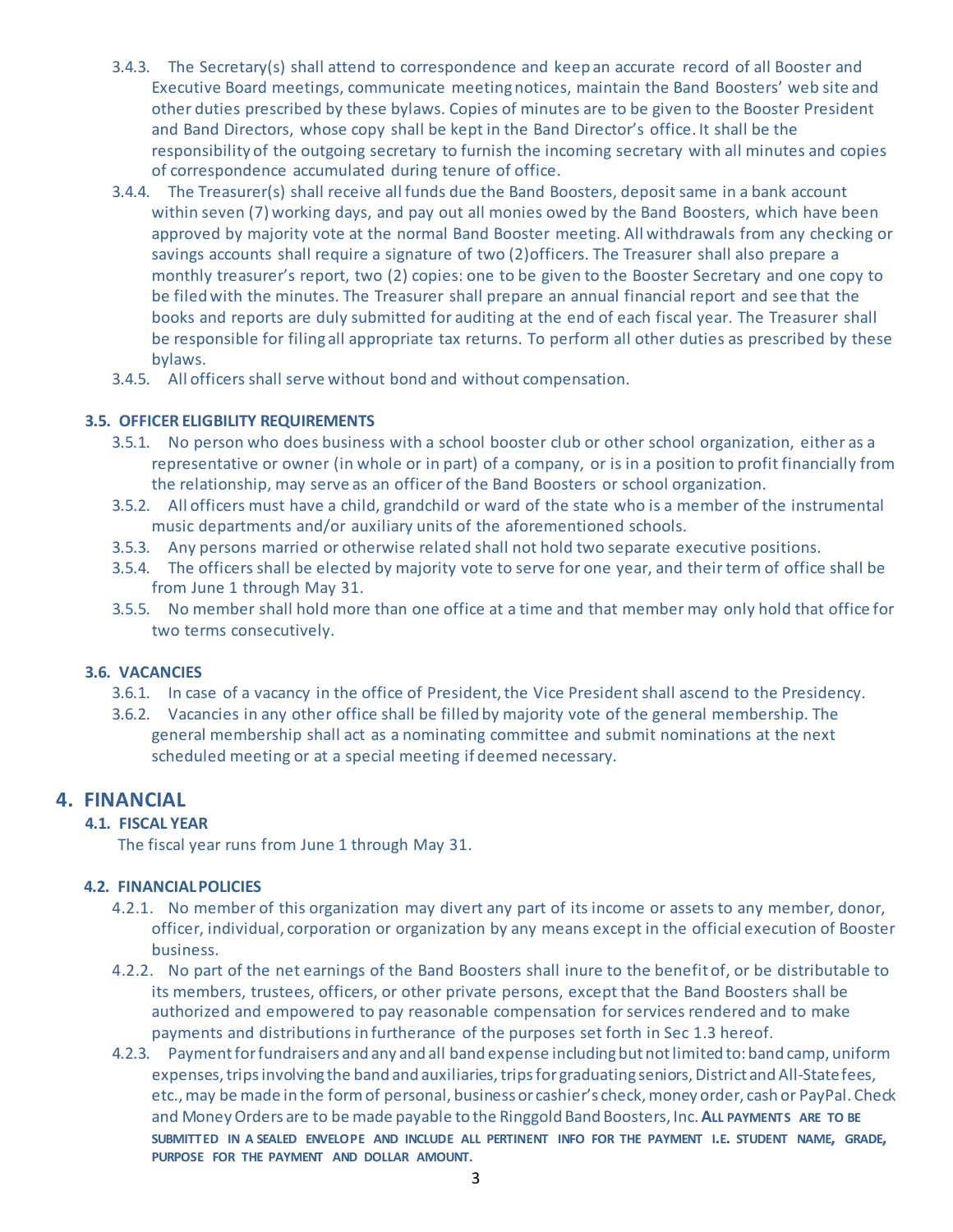- 3.4.3. The Secretary(s) shall attend to correspondence and keep an accurate record of all Booster and Executive Board meetings, communicate meeting notices, maintain the Band Boosters' web site and other duties prescribed by these bylaws. Copies of minutes are to be given to the Booster President and Band Directors, whose copy shall be kept in the Band Director's office. It shall be the responsibility of the outgoing secretary to furnish the incoming secretary with all minutes and copies of correspondence accumulated during tenure of office.
- 3.4.4. The Treasurer(s) shall receive all funds due the Band Boosters, deposit same in a bank account within seven (7) working days, and pay out all monies owed by the Band Boosters, which have been approved by majority vote at the normal Band Booster meeting. All withdrawals from any checking or savings accounts shall require a signature of two (2)officers. The Treasurer shall also prepare a monthly treasurer's report, two (2) copies: one to be given to the Booster Secretary and one copy to be filed with the minutes. The Treasurer shall prepare an annual financial report and see that the books and reports are duly submitted for auditing at the end of each fiscal year. The Treasurer shall be responsible for filing all appropriate tax returns. To perform all other duties as prescribed by these bylaws.
- 3.4.5. All officers shall serve without bond and without compensation.

### 3.5. OFFICER ELIGBILITY REQUIREMENTS

- 3.5.1. No person who does business with a school booster club or other school organization, either as a representative or owner (in whole or in part) of a company, or is in a position to profit financially from the relationship, may serve as an officer of the Band Boosters or school organization.
- 3.5.2. All officers must have a child, grandchild or ward of the state who is a member of the instrumental music departments and/or auxiliary units of the aforementioned schools.
- 3.5.3. Any persons married or otherwise related shall not hold two separate executive positions.
- 3.5.4. The officers shall be elected by majority vote to serve for one year, and their term of office shall be from June 1 through May 31.
- 3.5.5. No member shall hold more than one office at a time and that member may only hold that office for two terms consecutively.

### 3.6. VACANCIES

- 3.6.1. In case of a vacancy in the office of President, the Vice President shall ascend to the Presidency.
- 3.6.2. Vacancies in any other office shall be filled by majority vote of the general membership. The general membership shall act as a nominating committee and submit nominations at the next scheduled meeting or at a special meeting if deemed necessary.

## 4. FINANCIAL

### 4.1. FISCAL YEAR

The fiscal year runs from June 1 through May 31.

### 4.2. FINANCIAL POLICIES

- 4.2.1. No member of this organization may divert any part of its income or assets to any member, donor, officer, individual, corporation or organization by any means except in the official execution of Booster business.
- 4.2.2. No part of the net earnings of the Band Boosters shall inure to the benefit of, or be distributable to its members, trustees, officers, or other private persons, except that the Band Boosters shall be authorized and empowered to pay reasonable compensation for services rendered and to make payments and distributions in furtherance of the purposes set forth in Sec 1.3 hereof.
- 4.2.3. Payment for fundraisers and any and all band expense including but not limited to: band camp, uniform expenses, trips involving the band and auxiliaries, trips for graduating seniors, District and All-State fees, etc., may be made in the form of personal, business or cashier's check, money order, cash or PayPal. Check and Money Orders are to be made payable to the Ringgold Band Boosters, Inc. **ALL PAYMENTS ARE TO BE SUBMITTED IN A SEALED ENVELOPE AND INCLUDE ALL PERTINENT INFO FOR THE PAYMENT I.E. STUDENT NAME, GRADE, PURPOSE FOR THE PAYMENT AND DOLLAR AMOUNT.**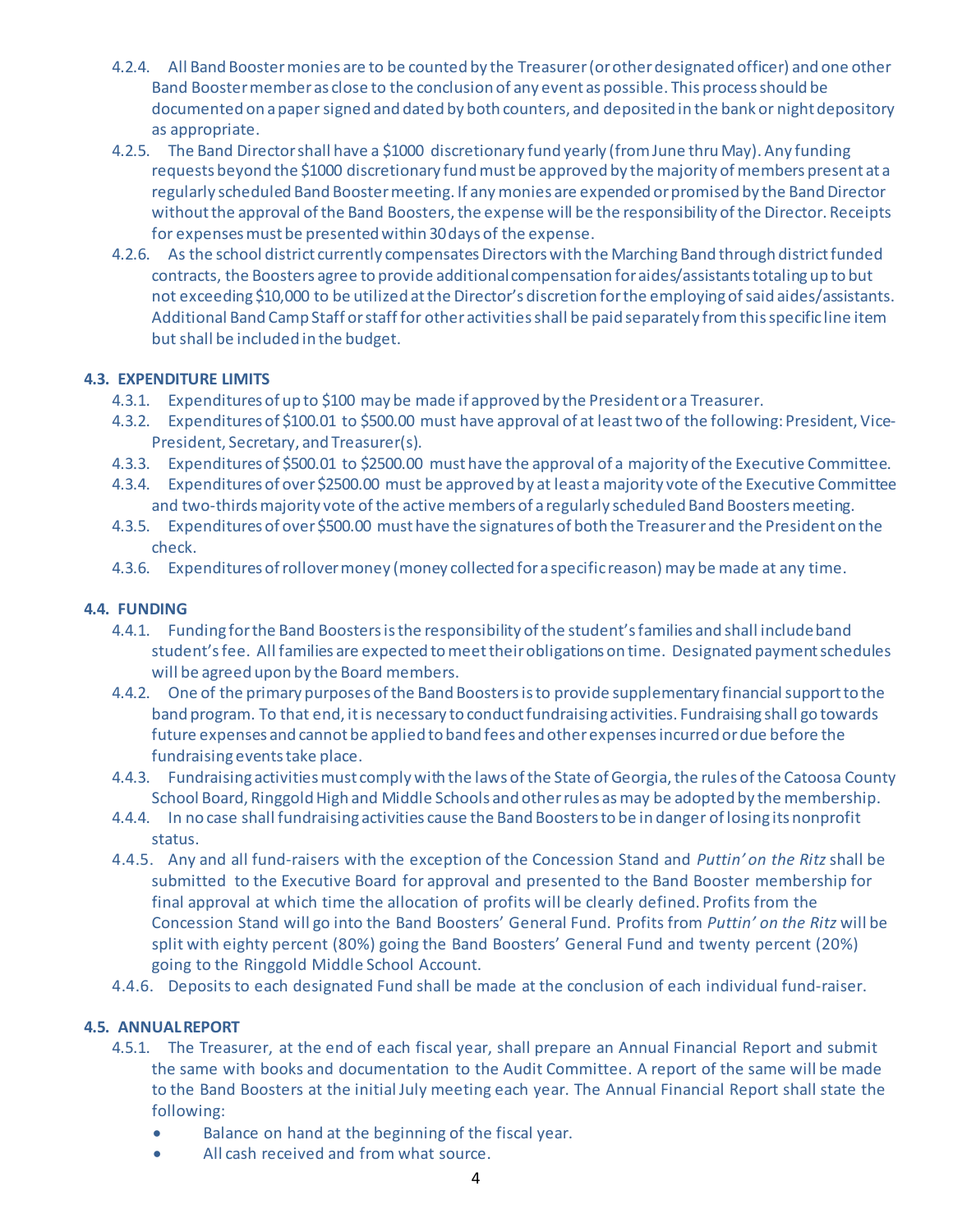4.2.4. All Band Booster monies are to be counted by the Treasurer (or other designated officer) and one other Band Booster member as close to the conclusion of any event as possible. This process should be documented on a paper signed and dated by both counters, and deposited in the bank or night depository as appropriate.

4.2.5. The Band Director shall have a $1000 discretionary fund yearly (from June thru May). Any funding requests beyond the $1000 discretionary fund must be approved by the majority of members present at a regularly scheduled Band Booster meeting. If any monies are expended or promised by the Band Director without the approval of the Band Boosters, the expense will be the responsibility of the Director. Receipts for expenses must be presented within 30 days of the expense.

4.2.6. As the school district currently compensates Directors with the Marching Band through district funded contracts, the Boosters agree to provide additional compensation for aides/assistants totaling up to but not exceeding $10,000 to be utilized at the Director's discretion for the employing of said aides/assistants. Additional Band Camp Staff or staff for other activities shall be paid separately from this specific line item but shall be included in the budget.

### 4.3. EXPENDITURE LIMITS

4.3.1. Expenditures of up to $100 may be made if approved by the President or a Treasurer.

4.3.2. Expenditures of $100.01 to $500.00 must have approval of at least two of the following: President, Vice-President, Secretary, and Treasurer(s).

4.3.3. Expenditures of $500.01 to $2500.00 must have the approval of a majority of the Executive Committee.

4.3.4. Expenditures of over $2500.00 must be approved by at least a majority vote of the Executive Committee and two-thirds majority vote of the active members of a regularly scheduled Band Boosters meeting.

4.3.5. Expenditures of over $500.00 must have the signatures of both the Treasurer and the President on the check.

4.3.6. Expenditures of rollover money (money collected for a specific reason) may be made at any time.

### 4.4. FUNDING

4.4.1. Funding for the Band Boosters is the responsibility of the student's families and shall include band student's fee. All families are expected to meet their obligations on time. Designated payment schedules will be agreed upon by the Board members.

4.4.2. One of the primary purposes of the Band Boosters is to provide supplementary financial support to the band program. To that end, it is necessary to conduct fundraising activities. Fundraising shall go towards future expenses and cannot be applied to band fees and other expenses incurred or due before the fundraising events take place.

4.4.3. Fundraising activities must comply with the laws of the State of Georgia, the rules of the Catoosa County School Board, Ringgold High and Middle Schools and other rules as may be adopted by the membership.

4.4.4. In no case shall fundraising activities cause the Band Boosters to be in danger of losing its nonprofit status.

4.4.5. Any and all fund-raisers with the exception of the Concession Stand and *Puttin' on the Ritz* shall be submitted to the Executive Board for approval and presented to the Band Booster membership for final approval at which time the allocation of profits will be clearly defined. Profits from the Concession Stand will go into the Band Boosters' General Fund. Profits from *Puttin' on the Ritz* will be split with eighty percent (80%) going the Band Boosters' General Fund and twenty percent (20%) going to the Ringgold Middle School Account.

4.4.6. Deposits to each designated Fund shall be made at the conclusion of each individual fund-raiser.

### 4.5. ANNUAL REPORT

4.5.1. The Treasurer, at the end of each fiscal year, shall prepare an Annual Financial Report and submit the same with books and documentation to the Audit Committee. A report of the same will be made to the Band Boosters at the initial July meeting each year. The Annual Financial Report shall state the following:

- Balance on hand at the beginning of the fiscal year.
- All cash received and from what source.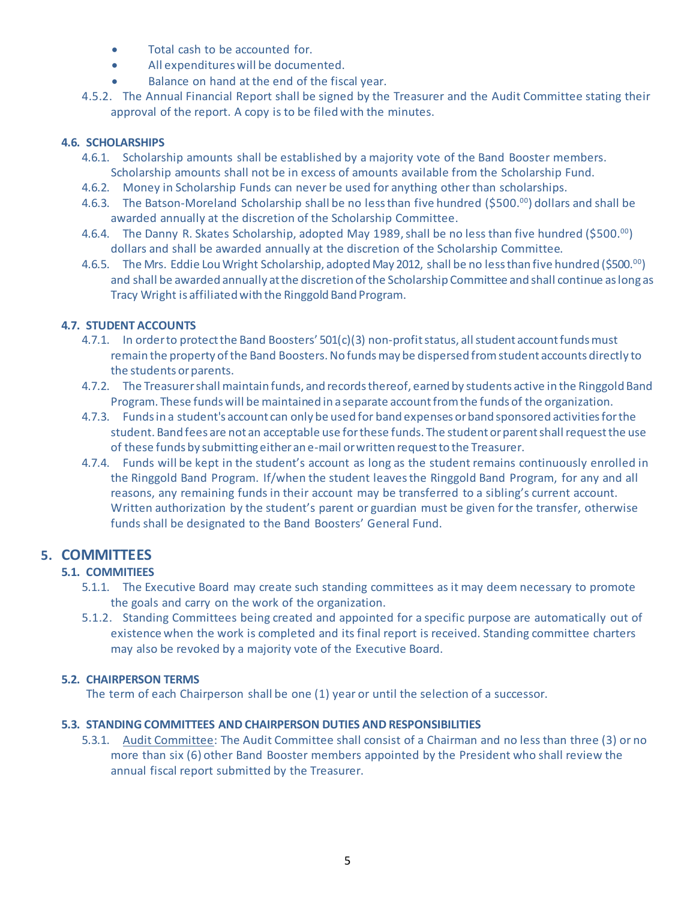- Total cash to be accounted for.
- All expenditures will be documented.
- Balance on hand at the end of the fiscal year.

4.5.2. The Annual Financial Report shall be signed by the Treasurer and the Audit Committee stating their approval of the report. A copy is to be filed with the minutes.

### 4.6. SCHOLARSHIPS

4.6.1. Scholarship amounts shall be established by a majority vote of the Band Booster members. Scholarship amounts shall not be in excess of amounts available from the Scholarship Fund.

4.6.2. Money in Scholarship Funds can never be used for anything other than scholarships.

4.6.3. The Batson-Moreland Scholarship shall be no less than five hundred ($500.$^{00}$) dollars and shall be awarded annually at the discretion of the Scholarship Committee.

4.6.4. The Danny R. Skates Scholarship, adopted May 1989, shall be no less than five hundred ($500.$^{00}$) dollars and shall be awarded annually at the discretion of the Scholarship Committee.

4.6.5. The Mrs. Eddie Lou Wright Scholarship, adopted May 2012, shall be no less than five hundred ($500.$^{00}$) and shall be awarded annually at the discretion of the Scholarship Committee and shall continue as long as Tracy Wright is affiliated with the Ringgold Band Program.

### 4.7. STUDENT ACCOUNTS

4.7.1. In order to protect the Band Boosters' 501(c)(3) non-profit status, all student account funds must remain the property of the Band Boosters. No funds may be dispersed from student accounts directly to the students or parents.

4.7.2. The Treasurer shall maintain funds, and records thereof, earned by students active in the Ringgold Band Program. These funds will be maintained in a separate account from the funds of the organization.

4.7.3. Funds in a student's account can only be used for band expenses or band sponsored activities for the student. Band fees are not an acceptable use for these funds. The student or parent shall request the use of these funds by submitting either an e-mail or written request to the Treasurer.

4.7.4. Funds will be kept in the student's account as long as the student remains continuously enrolled in the Ringgold Band Program. If/when the student leaves the Ringgold Band Program, for any and all reasons, any remaining funds in their account may be transferred to a sibling's current account. Written authorization by the student's parent or guardian must be given for the transfer, otherwise funds shall be designated to the Band Boosters' General Fund.

## 5. COMMITTEES

### 5.1. COMMITIEES

5.1.1. The Executive Board may create such standing committees as it may deem necessary to promote the goals and carry on the work of the organization.

5.1.2. Standing Committees being created and appointed for a specific purpose are automatically out of existence when the work is completed and its final report is received. Standing committee charters may also be revoked by a majority vote of the Executive Board.

### 5.2. CHAIRPERSON TERMS

The term of each Chairperson shall be one (1) year or until the selection of a successor.

### 5.3. STANDING COMMITTEES AND CHAIRPERSON DUTIES AND RESPONSIBILITIES

5.3.1. Audit Committee: The Audit Committee shall consist of a Chairman and no less than three (3) or no more than six (6) other Band Booster members appointed by the President who shall review the annual fiscal report submitted by the Treasurer.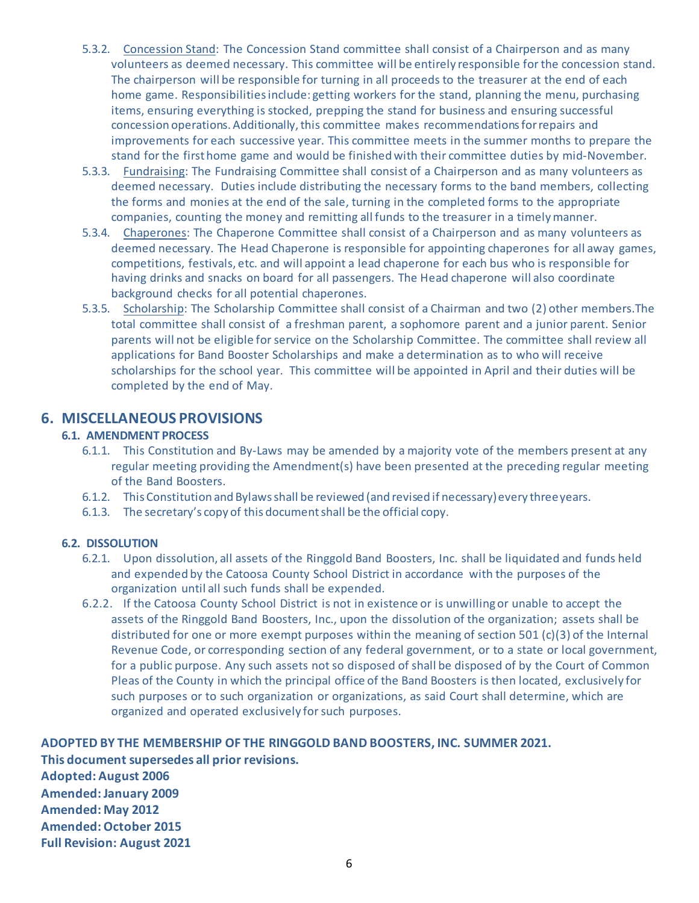- 5.3.2. Concession Stand: The Concession Stand committee shall consist of a Chairperson and as many volunteers as deemed necessary. This committee will be entirely responsible for the concession stand. The chairperson will be responsible for turning in all proceeds to the treasurer at the end of each home game. Responsibilities include: getting workers for the stand, planning the menu, purchasing items, ensuring everything is stocked, prepping the stand for business and ensuring successful concession operations. Additionally, this committee makes recommendations for repairs and improvements for each successive year. This committee meets in the summer months to prepare the stand for the first home game and would be finished with their committee duties by mid-November.
- 5.3.3. Fundraising: The Fundraising Committee shall consist of a Chairperson and as many volunteers as deemed necessary. Duties include distributing the necessary forms to the band members, collecting the forms and monies at the end of the sale, turning in the completed forms to the appropriate companies, counting the money and remitting all funds to the treasurer in a timely manner.
- 5.3.4. Chaperones: The Chaperone Committee shall consist of a Chairperson and as many volunteers as deemed necessary. The Head Chaperone is responsible for appointing chaperones for all away games, competitions, festivals, etc. and will appoint a lead chaperone for each bus who is responsible for having drinks and snacks on board for all passengers. The Head chaperone will also coordinate background checks for all potential chaperones.
- 5.3.5. Scholarship: The Scholarship Committee shall consist of a Chairman and two (2) other members.The total committee shall consist of a freshman parent, a sophomore parent and a junior parent. Senior parents will not be eligible for service on the Scholarship Committee. The committee shall review all applications for Band Booster Scholarships and make a determination as to who will receive scholarships for the school year. This committee will be appointed in April and their duties will be completed by the end of May.

# 6. MISCELLANEOUS PROVISIONS

## 6.1. AMENDMENT PROCESS

- 6.1.1. This Constitution and By-Laws may be amended by a majority vote of the members present at any regular meeting providing the Amendment(s) have been presented at the preceding regular meeting of the Band Boosters.
- 6.1.2. This Constitution and Bylaws shall be reviewed (and revised if necessary) every three years.
- 6.1.3. The secretary's copy of this document shall be the official copy.

## 6.2. DISSOLUTION

- 6.2.1. Upon dissolution, all assets of the Ringgold Band Boosters, Inc. shall be liquidated and funds held and expended by the Catoosa County School District in accordance with the purposes of the organization until all such funds shall be expended.
- 6.2.2. If the Catoosa County School District is not in existence or is unwilling or unable to accept the assets of the Ringgold Band Boosters, Inc., upon the dissolution of the organization; assets shall be distributed for one or more exempt purposes within the meaning of section 501 (c)(3) of the Internal Revenue Code, or corresponding section of any federal government, or to a state or local government, for a public purpose. Any such assets not so disposed of shall be disposed of by the Court of Common Pleas of the County in which the principal office of the Band Boosters is then located, exclusively for such purposes or to such organization or organizations, as said Court shall determine, which are organized and operated exclusively for such purposes.

**ADOPTED BY THE MEMBERSHIP OF THE RINGGOLD BAND BOOSTERS, INC. SUMMER 2021.**
**This document supersedes all prior revisions.**
**Adopted: August 2006**
**Amended: January 2009**
**Amended: May 2012**
**Amended: October 2015**
**Full Revision: August 2021**